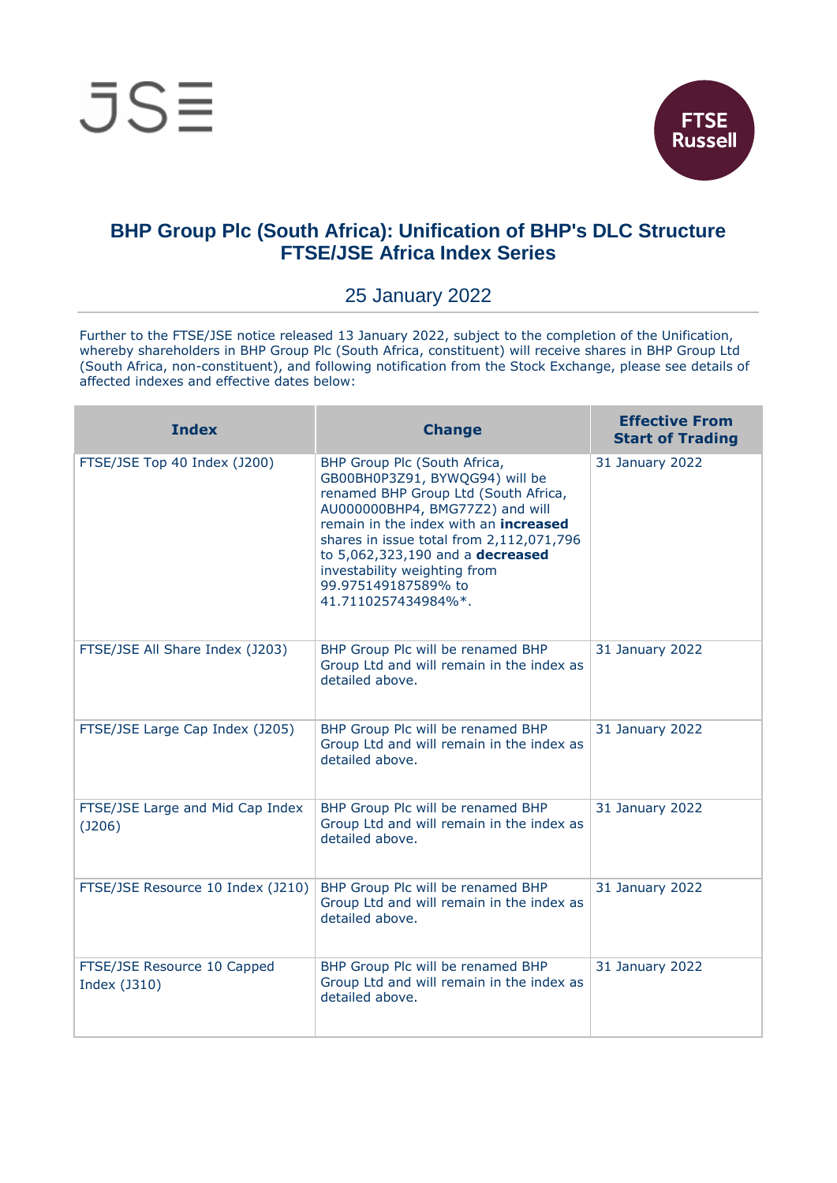# BHP Group Plc (South Africa): Unification of BHP's DLC Structure
## FTSE/JSE Africa Index Series

25 January 2022

Further to the FTSE/JSE notice released 13 January 2022, subject to the completion of the Unification, whereby shareholders in BHP Group Plc (South Africa, constituent) will receive shares in BHP Group Ltd (South Africa, non-constituent), and following notification from the Stock Exchange, please see details of affected indexes and effective dates below:

| Index | Change | Effective From Start of Trading |
| --- | --- | --- |
| FTSE/JSE Top 40 Index (J200) | BHP Group Plc (South Africa, GB00BH0P3Z91, BYWQG94) will be renamed BHP Group Ltd (South Africa, AU000000BHP4, BMG77Z2) and will remain in the index with an **increased** shares in issue total from 2,112,071,796 to 5,062,323,190 and a **decreased** investability weighting from 99.975149187589% to 41.7110257434984%*. | 31 January 2022 |
| FTSE/JSE All Share Index (J203) | BHP Group Plc will be renamed BHP Group Ltd and will remain in the index as detailed above. | 31 January 2022 |
| FTSE/JSE Large Cap Index (J205) | BHP Group Plc will be renamed BHP Group Ltd and will remain in the index as detailed above. | 31 January 2022 |
| FTSE/JSE Large and Mid Cap Index (J206) | BHP Group Plc will be renamed BHP Group Ltd and will remain in the index as detailed above. | 31 January 2022 |
| FTSE/JSE Resource 10 Index (J210) | BHP Group Plc will be renamed BHP Group Ltd and will remain in the index as detailed above. | 31 January 2022 |
| FTSE/JSE Resource 10 Capped Index (J310) | BHP Group Plc will be renamed BHP Group Ltd and will remain in the index as detailed above. | 31 January 2022 |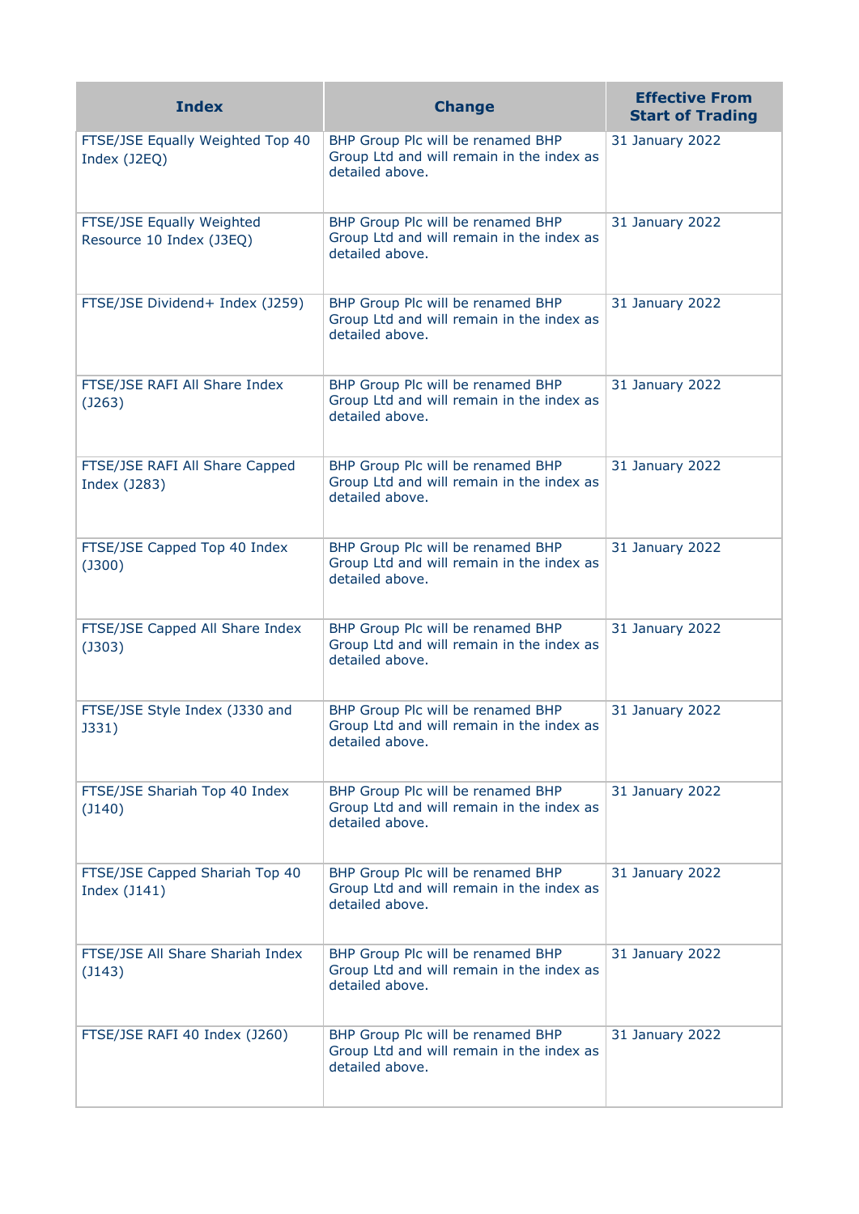| Index | Change | Effective From Start of Trading |
| --- | --- | --- |
| FTSE/JSE Equally Weighted Top 40 Index (J2EQ) | BHP Group Plc will be renamed BHP Group Ltd and will remain in the index as detailed above. | 31 January 2022 |
| FTSE/JSE Equally Weighted Resource 10 Index (J3EQ) | BHP Group Plc will be renamed BHP Group Ltd and will remain in the index as detailed above. | 31 January 2022 |
| FTSE/JSE Dividend+ Index (J259) | BHP Group Plc will be renamed BHP Group Ltd and will remain in the index as detailed above. | 31 January 2022 |
| FTSE/JSE RAFI All Share Index (J263) | BHP Group Plc will be renamed BHP Group Ltd and will remain in the index as detailed above. | 31 January 2022 |
| FTSE/JSE RAFI All Share Capped Index (J283) | BHP Group Plc will be renamed BHP Group Ltd and will remain in the index as detailed above. | 31 January 2022 |
| FTSE/JSE Capped Top 40 Index (J300) | BHP Group Plc will be renamed BHP Group Ltd and will remain in the index as detailed above. | 31 January 2022 |
| FTSE/JSE Capped All Share Index (J303) | BHP Group Plc will be renamed BHP Group Ltd and will remain in the index as detailed above. | 31 January 2022 |
| FTSE/JSE Style Index (J330 and J331) | BHP Group Plc will be renamed BHP Group Ltd and will remain in the index as detailed above. | 31 January 2022 |
| FTSE/JSE Shariah Top 40 Index (J140) | BHP Group Plc will be renamed BHP Group Ltd and will remain in the index as detailed above. | 31 January 2022 |
| FTSE/JSE Capped Shariah Top 40 Index (J141) | BHP Group Plc will be renamed BHP Group Ltd and will remain in the index as detailed above. | 31 January 2022 |
| FTSE/JSE All Share Shariah Index (J143) | BHP Group Plc will be renamed BHP Group Ltd and will remain in the index as detailed above. | 31 January 2022 |
| FTSE/JSE RAFI 40 Index (J260) | BHP Group Plc will be renamed BHP Group Ltd and will remain in the index as detailed above. | 31 January 2022 |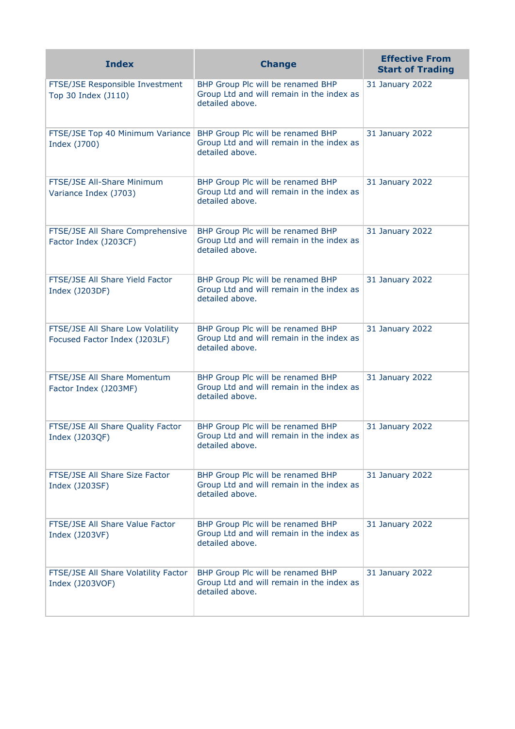| Index | Change | Effective From Start of Trading |
| --- | --- | --- |
| FTSE/JSE Responsible Investment Top 30 Index (J110) | BHP Group Plc will be renamed BHP Group Ltd and will remain in the index as detailed above. | 31 January 2022 |
| FTSE/JSE Top 40 Minimum Variance Index (J700) | BHP Group Plc will be renamed BHP Group Ltd and will remain in the index as detailed above. | 31 January 2022 |
| FTSE/JSE All-Share Minimum Variance Index (J703) | BHP Group Plc will be renamed BHP Group Ltd and will remain in the index as detailed above. | 31 January 2022 |
| FTSE/JSE All Share Comprehensive Factor Index (J203CF) | BHP Group Plc will be renamed BHP Group Ltd and will remain in the index as detailed above. | 31 January 2022 |
| FTSE/JSE All Share Yield Factor Index (J203DF) | BHP Group Plc will be renamed BHP Group Ltd and will remain in the index as detailed above. | 31 January 2022 |
| FTSE/JSE All Share Low Volatility Focused Factor Index (J203LF) | BHP Group Plc will be renamed BHP Group Ltd and will remain in the index as detailed above. | 31 January 2022 |
| FTSE/JSE All Share Momentum Factor Index (J203MF) | BHP Group Plc will be renamed BHP Group Ltd and will remain in the index as detailed above. | 31 January 2022 |
| FTSE/JSE All Share Quality Factor Index (J203QF) | BHP Group Plc will be renamed BHP Group Ltd and will remain in the index as detailed above. | 31 January 2022 |
| FTSE/JSE All Share Size Factor Index (J203SF) | BHP Group Plc will be renamed BHP Group Ltd and will remain in the index as detailed above. | 31 January 2022 |
| FTSE/JSE All Share Value Factor Index (J203VF) | BHP Group Plc will be renamed BHP Group Ltd and will remain in the index as detailed above. | 31 January 2022 |
| FTSE/JSE All Share Volatility Factor Index (J203VOF) | BHP Group Plc will be renamed BHP Group Ltd and will remain in the index as detailed above. | 31 January 2022 |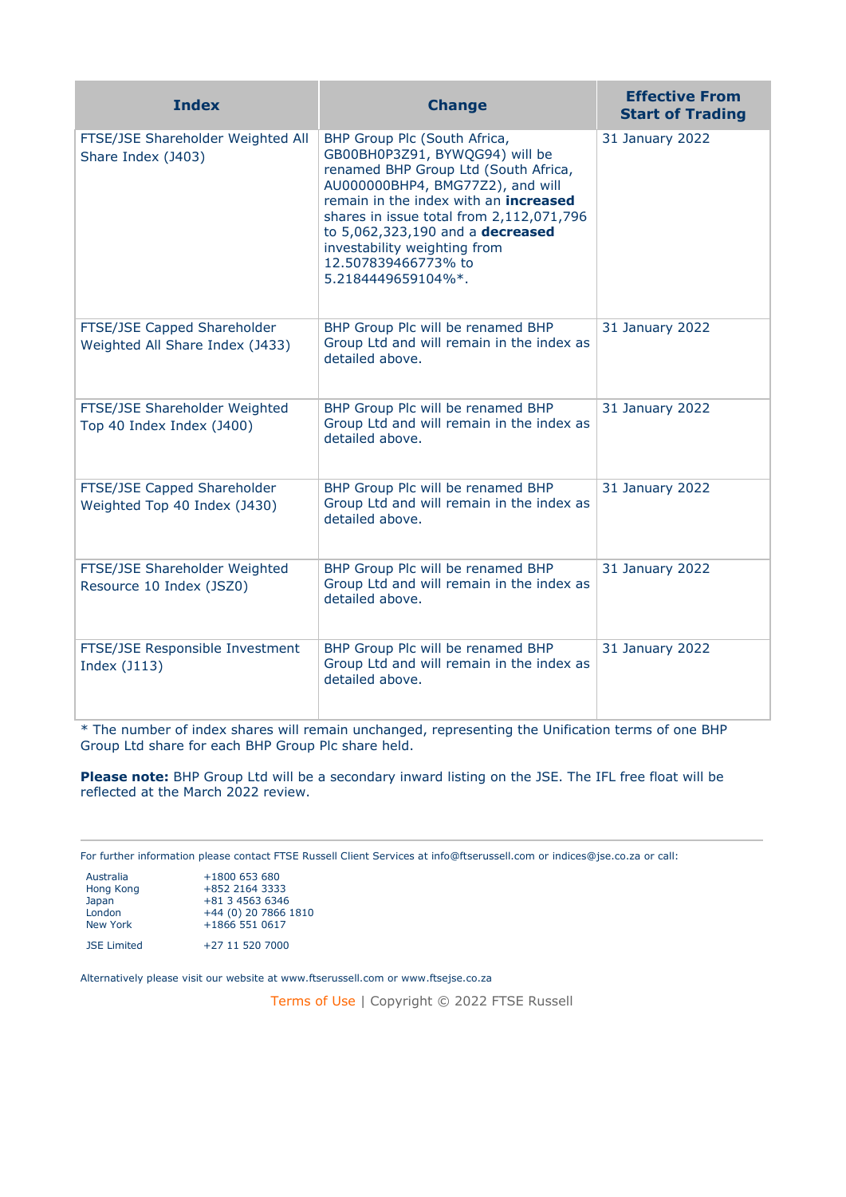| Index | Change | Effective From Start of Trading |
|---|---|---|
| FTSE/JSE Shareholder Weighted All Share Index (J403) | BHP Group Plc (South Africa, GB00BH0P3Z91, BYWQG94) will be renamed BHP Group Ltd (South Africa, AU000000BHP4, BMG77Z2), and will remain in the index with an **increased** shares in issue total from 2,112,071,796 to 5,062,323,190 and a **decreased** investability weighting from 12.507839466773% to 5.2184449659104%*. | 31 January 2022 |
| FTSE/JSE Capped Shareholder Weighted All Share Index (J433) | BHP Group Plc will be renamed BHP Group Ltd and will remain in the index as detailed above. | 31 January 2022 |
| FTSE/JSE Shareholder Weighted Top 40 Index Index (J400) | BHP Group Plc will be renamed BHP Group Ltd and will remain in the index as detailed above. | 31 January 2022 |
| FTSE/JSE Capped Shareholder Weighted Top 40 Index (J430) | BHP Group Plc will be renamed BHP Group Ltd and will remain in the index as detailed above. | 31 January 2022 |
| FTSE/JSE Shareholder Weighted Resource 10 Index (JSZ0) | BHP Group Plc will be renamed BHP Group Ltd and will remain in the index as detailed above. | 31 January 2022 |
| FTSE/JSE Responsible Investment Index (J113) | BHP Group Plc will be renamed BHP Group Ltd and will remain in the index as detailed above. | 31 January 2022 |

* The number of index shares will remain unchanged, representing the Unification terms of one BHP Group Ltd share for each BHP Group Plc share held.

**Please note:** BHP Group Ltd will be a secondary inward listing on the JSE. The IFL free float will be reflected at the March 2022 review.

For further information please contact FTSE Russell Client Services at info@ftserussell.com or indices@jse.co.za or call:

| | |
|---|---|
| Australia | +1800 653 680 |
| Hong Kong | +852 2164 3333 |
| Japan | +81 3 4563 6346 |
| London | +44 (0) 20 7866 1810 |
| New York | +1866 551 0617 |
| JSE Limited | +27 11 520 7000 |

Alternatively please visit our website at www.ftserussell.com or www.ftsejse.co.za

Terms of Use | Copyright © 2022 FTSE Russell